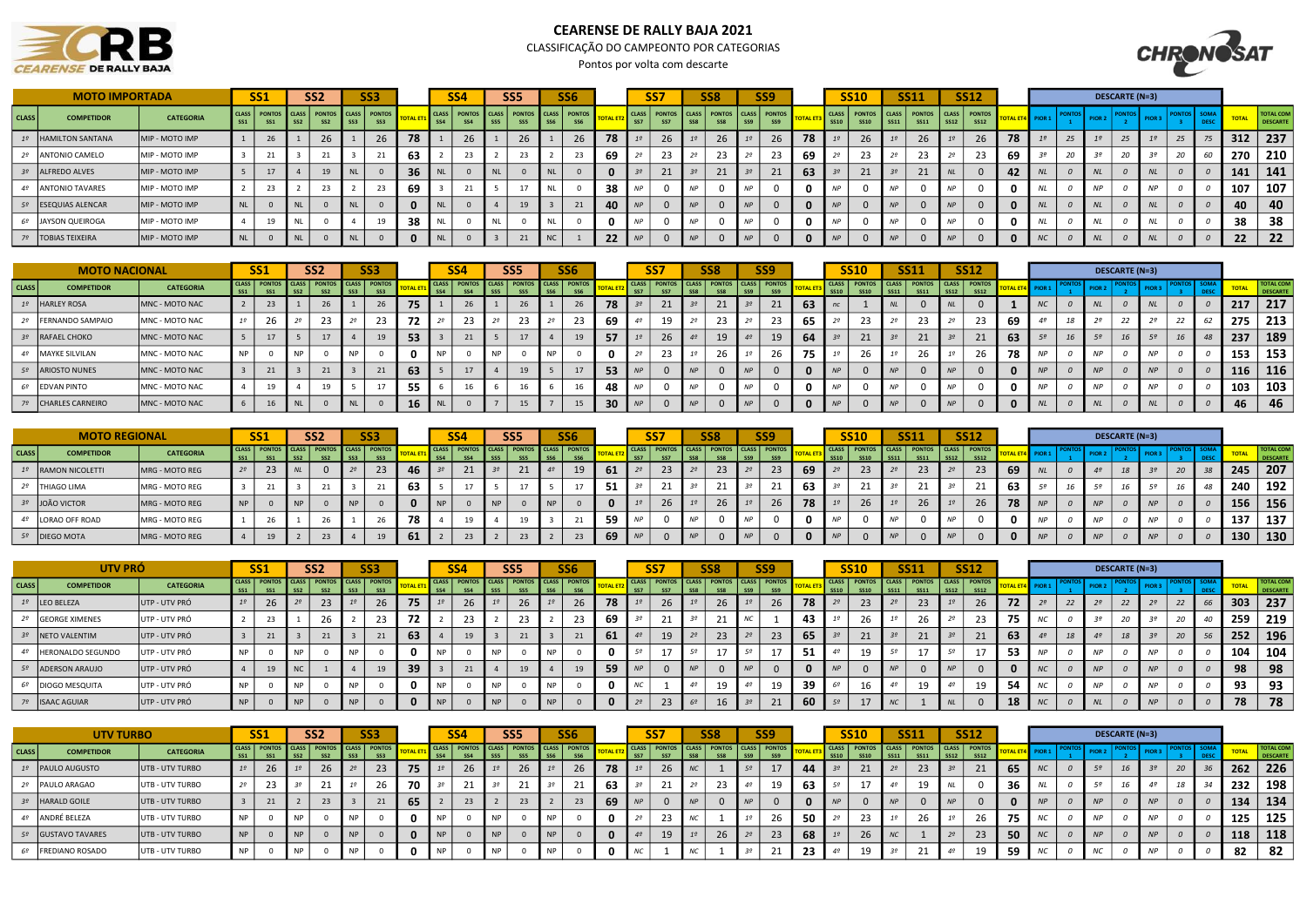# CEARENSE DE RALLY BAJA 2021

CLASSIFICAÇÃO DO CAMPEONTO POR CATEGORIAS

Pontos por volta com descarte

## MOTO IMPORTADA

| CLASS | COMPETIDOR | CATEGORIA | CLASS SS1 | PONTOS SS1 | CLASS SS2 | PONTOS SS2 | CLASS SS3 | PONTOS SS3 | TOTAL ET1 | CLASS SS4 | PONTOS SS4 | CLASS SS5 | PONTOS SS5 | CLASS SS6 | PONTOS SS6 | TOTAL ET2 | CLASS SS7 | PONTOS SS7 | CLASS SS8 | PONTOS SS8 | CLASS SS9 | PONTOS SS9 | TOTAL ET3 | CLASS SS10 | PONTOS SS10 | CLASS SS11 | PONTOS SS11 | CLASS SS12 | PONTOS SS12 | TOTAL ET4 | PIOR 1 | PONTOS 1 | PIOR 2 | PONTOS 2 | PIOR 3 | PONTOS 3 | SOMA DESC | TOTAL | TOTAL COM DESCARTE |
|---|---|---|---|---|---|---|---|---|---|---|---|---|---|---|---|---|---|---|---|---|---|---|---|---|---|---|---|---|---|---|---|---|---|---|---|---|---|---|---|
| 1º | HAMILTON SANTANA | MIP - MOTO IMP | 1 | 26 | 1 | 26 | 1 | 26 | 78 | 1 | 26 | 1 | 26 | 1 | 26 | 78 | 1º | 26 | 1º | 26 | 1º | 26 | 78 | 1º | 26 | 1º | 26 | 1º | 26 | 78 | 1º | 25 | 1º | 25 | 1º | 25 | 75 | 312 | 237 |
| 2º | ANTONIO CAMELO | MIP - MOTO IMP | 3 | 21 | 3 | 21 | 3 | 21 | 63 | 2 | 23 | 2 | 23 | 2 | 23 | 69 | 2º | 23 | 2º | 23 | 2º | 23 | 69 | 2º | 23 | 2º | 23 | 2º | 23 | 69 | 3º | 20 | 3º | 20 | 3º | 20 | 60 | 270 | 210 |
| 3º | ALFREDO ALVES | MIP - MOTO IMP | 5 | 17 | 4 | 19 | NL | 0 | 36 | NL | 0 | NL | 0 | NL | 0 | 0 | 3º | 21 | 3º | 21 | 3º | 21 | 63 | 3º | 21 | 3º | 21 | NL | 0 | 42 | NL | 0 | NL | 0 | NL | 0 | 0 | 141 | 141 |
| 4º | ANTONIO TAVARES | MIP - MOTO IMP | 2 | 23 | 2 | 23 | 2 | 23 | 69 | 3 | 21 | 5 | 17 | NL | 0 | 38 | NP | 0 | NP | 0 | NP | 0 | 0 | NP | 0 | NP | 0 | NP | 0 | 0 | NL | 0 | NP | 0 | NP | 0 | 0 | 107 | 107 |
| 5º | ESEQUIAS ALENCAR | MIP - MOTO IMP | NL | 0 | NL | 0 | NL | 0 | 0 | NL | 0 | 4 | 19 | 3 | 21 | 40 | NP | 0 | NP | 0 | NP | 0 | 0 | NP | 0 | NP | 0 | NP | 0 | 0 | NL | 0 | NL | 0 | NL | 0 | 0 | 40 | 40 |
| 6º | JAYSON QUEIROGA | MIP - MOTO IMP | 4 | 19 | NL | 0 | 4 | 19 | 38 | NL | 0 | NL | 0 | NL | 0 | 0 | NP | 0 | NP | 0 | NP | 0 | 0 | NP | 0 | NP | 0 | NP | 0 | 0 | NL | 0 | NL | 0 | NL | 0 | 0 | 38 | 38 |
| 7º | TOBIAS TEIXEIRA | MIP - MOTO IMP | NL | 0 | NL | 0 | NL | 0 | 0 | NL | 0 | 3 | 21 | NC | 1 | 22 | NP | 0 | NP | 0 | NP | 0 | 0 | NP | 0 | NP | 0 | NP | 0 | 0 | NC | 0 | NL | 0 | NL | 0 | 0 | 22 | 22 |

## MOTO NACIONAL

| CLASS | COMPETIDOR | CATEGORIA | CLASS SS1 | PONTOS SS1 | CLASS SS2 | PONTOS SS2 | CLASS SS3 | PONTOS SS3 | TOTAL ET1 | CLASS SS4 | PONTOS SS4 | CLASS SS5 | PONTOS SS5 | CLASS SS6 | PONTOS SS6 | TOTAL ET2 | CLASS SS7 | PONTOS SS7 | CLASS SS8 | PONTOS SS8 | CLASS SS9 | PONTOS SS9 | TOTAL ET3 | CLASS SS10 | PONTOS SS10 | CLASS SS11 | PONTOS SS11 | CLASS SS12 | PONTOS SS12 | TOTAL ET4 | PIOR 1 | PONTOS 1 | PIOR 2 | PONTOS 2 | PIOR 3 | PONTOS 3 | SOMA DESC | TOTAL | TOTAL COM DESCARTE |
|---|---|---|---|---|---|---|---|---|---|---|---|---|---|---|---|---|---|---|---|---|---|---|---|---|---|---|---|---|---|---|---|---|---|---|---|---|---|---|---|
| 1º | HARLEY ROSA | MNC - MOTO NAC | 2 | 23 | 1 | 26 | 1 | 26 | 75 | 1 | 26 | 1 | 26 | 1 | 26 | 78 | 3º | 21 | 3º | 21 | 3º | 21 | 63 | nc | 1 | NL | 0 | NL | 0 | 1 | NC | 0 | NL | 0 | NL | 0 | 0 | 217 | 217 |
| 2º | FERNANDO SAMPAIO | MNC - MOTO NAC | 1º | 26 | 2º | 23 | 2º | 23 | 72 | 2º | 23 | 2º | 23 | 2º | 23 | 69 | 4º | 19 | 2º | 23 | 2º | 23 | 65 | 2º | 23 | 2º | 23 | 2º | 23 | 69 | 4º | 18 | 2º | 22 | 2º | 22 | 62 | 275 | 213 |
| 3º | RAFAEL CHOKO | MNC - MOTO NAC | 5 | 17 | 5 | 17 | 4 | 19 | 53 | 3 | 21 | 5 | 17 | 4 | 19 | 57 | 1º | 26 | 4º | 19 | 4º | 19 | 64 | 3º | 21 | 3º | 21 | 3º | 21 | 63 | 5º | 16 | 5º | 16 | 5º | 16 | 48 | 237 | 189 |
| 4º | MAYKE SILVILAN | MNC - MOTO NAC | NP | 0 | NP | 0 | NP | 0 | 0 | NP | 0 | NP | 0 | NP | 0 | 0 | 2º | 23 | 1º | 26 | 1º | 26 | 75 | 1º | 26 | 1º | 26 | 1º | 26 | 78 | NP | 0 | NP | 0 | NP | 0 | 0 | 153 | 153 |
| 5º | ARIOSTO NUNES | MNC - MOTO NAC | 3 | 21 | 3 | 21 | 3 | 21 | 63 | 5 | 17 | 4 | 19 | 5 | 17 | 53 | NP | 0 | NP | 0 | NP | 0 | 0 | NP | 0 | NP | 0 | NP | 0 | 0 | NP | 0 | NP | 0 | NP | 0 | 0 | 116 | 116 |
| 6º | EDVAN PINTO | MNC - MOTO NAC | 4 | 19 | 4 | 19 | 5 | 17 | 55 | 6 | 16 | 6 | 16 | 6 | 16 | 48 | NP | 0 | NP | 0 | NP | 0 | 0 | NP | 0 | NP | 0 | NP | 0 | 0 | NP | 0 | NP | 0 | NP | 0 | 0 | 103 | 103 |
| 7º | CHARLES CARNEIRO | MNC - MOTO NAC | 6 | 16 | NL | 0 | NL | 0 | 16 | NL | 0 | 7 | 15 | 7 | 15 | 30 | NP | 0 | NP | 0 | NP | 0 | 0 | NP | 0 | NP | 0 | NP | 0 | 0 | NL | 0 | NL | 0 | NL | 0 | 0 | 46 | 46 |

## MOTO REGIONAL

| CLASS | COMPETIDOR | CATEGORIA | CLASS SS1 | PONTOS SS1 | CLASS SS2 | PONTOS SS2 | CLASS SS3 | PONTOS SS3 | TOTAL ET1 | CLASS SS4 | PONTOS SS4 | CLASS SS5 | PONTOS SS5 | CLASS SS6 | PONTOS SS6 | TOTAL ET2 | CLASS SS7 | PONTOS SS7 | CLASS SS8 | PONTOS SS8 | CLASS SS9 | PONTOS SS9 | TOTAL ET3 | CLASS SS10 | PONTOS SS10 | CLASS SS11 | PONTOS SS11 | CLASS SS12 | PONTOS SS12 | TOTAL ET4 | PIOR 1 | PONTOS 1 | PIOR 2 | PONTOS 2 | PIOR 3 | PONTOS 3 | SOMA DESC | TOTAL | TOTAL COM DESCARTE |
|---|---|---|---|---|---|---|---|---|---|---|---|---|---|---|---|---|---|---|---|---|---|---|---|---|---|---|---|---|---|---|---|---|---|---|---|---|---|---|---|
| 1º | RAMON NICOLETTI | MRG - MOTO REG | 2º | 23 | NL | 0 | 2º | 23 | 46 | 3º | 21 | 3º | 21 | 4º | 19 | 61 | 2º | 23 | 2º | 23 | 2º | 23 | 69 | 2º | 23 | 2º | 23 | 2º | 23 | 69 | NL | 0 | 4º | 18 | 3º | 20 | 38 | 245 | 207 |
| 2º | THIAGO LIMA | MRG - MOTO REG | 3 | 21 | 3 | 21 | 3 | 21 | 63 | 5 | 17 | 5 | 17 | 5 | 17 | 51 | 3º | 21 | 3º | 21 | 3º | 21 | 63 | 3º | 21 | 3º | 21 | 3º | 21 | 63 | 5º | 16 | 5º | 16 | 5º | 16 | 48 | 240 | 192 |
| 3º | JOÃO VICTOR | MRG - MOTO REG | NP | 0 | NP | 0 | NP | 0 | 0 | NP | 0 | NP | 0 | NP | 0 | 0 | 1º | 26 | 1º | 26 | 1º | 26 | 78 | 1º | 26 | 1º | 26 | 1º | 26 | 78 | NP | 0 | NP | 0 | NP | 0 | 0 | 156 | 156 |
| 4º | LORAO OFF ROAD | MRG - MOTO REG | 1 | 26 | 1 | 26 | 1 | 26 | 78 | 4 | 19 | 4 | 19 | 3 | 21 | 59 | NP | 0 | NP | 0 | NP | 0 | 0 | NP | 0 | NP | 0 | NP | 0 | 0 | NP | 0 | NP | 0 | NP | 0 | 0 | 137 | 137 |
| 5º | DIEGO MOTA | MRG - MOTO REG | 4 | 19 | 2 | 23 | 4 | 19 | 61 | 2 | 23 | 2 | 23 | 2 | 23 | 69 | NP | 0 | NP | 0 | NP | 0 | 0 | NP | 0 | NP | 0 | NP | 0 | 0 | NP | 0 | NP | 0 | NP | 0 | 0 | 130 | 130 |

## UTV PRÓ

| CLASS | COMPETIDOR | CATEGORIA | CLASS SS1 | PONTOS SS1 | CLASS SS2 | PONTOS SS2 | CLASS SS3 | PONTOS SS3 | TOTAL ET1 | CLASS SS4 | PONTOS SS4 | CLASS SS5 | PONTOS SS5 | CLASS SS6 | PONTOS SS6 | TOTAL ET2 | CLASS SS7 | PONTOS SS7 | CLASS SS8 | PONTOS SS8 | CLASS SS9 | PONTOS SS9 | TOTAL ET3 | CLASS SS10 | PONTOS SS10 | CLASS SS11 | PONTOS SS11 | CLASS SS12 | PONTOS SS12 | TOTAL ET4 | PIOR 1 | PONTOS 1 | PIOR 2 | PONTOS 2 | PIOR 3 | PONTOS 3 | SOMA DESC | TOTAL | TOTAL COM DESCARTE |
|---|---|---|---|---|---|---|---|---|---|---|---|---|---|---|---|---|---|---|---|---|---|---|---|---|---|---|---|---|---|---|---|---|---|---|---|---|---|---|---|
| 1º | LEO BELEZA | UTP - UTV PRÓ | 1º | 26 | 2º | 23 | 1º | 26 | 75 | 1º | 26 | 1º | 26 | 1º | 26 | 78 | 1º | 26 | 1º | 26 | 1º | 26 | 78 | 2º | 23 | 2º | 23 | 1º | 26 | 72 | 2º | 22 | 2º | 22 | 2º | 22 | 66 | 303 | 237 |
| 2º | GEORGE XIMENES | UTP - UTV PRÓ | 2 | 23 | 1 | 26 | 2 | 23 | 72 | 2 | 23 | 2 | 23 | 2 | 23 | 69 | 3º | 21 | 3º | 21 | NC | 1 | 43 | 1º | 26 | 1º | 26 | 2º | 23 | 75 | NC | 0 | 3º | 20 | 3º | 20 | 40 | 259 | 219 |
| 3º | NETO VALENTIM | UTP - UTV PRÓ | 3 | 21 | 3 | 21 | 3 | 21 | 63 | 4 | 19 | 3 | 21 | 3 | 21 | 61 | 4º | 19 | 2º | 23 | 2º | 23 | 65 | 3º | 21 | 3º | 21 | 3º | 21 | 63 | 4º | 18 | 4º | 18 | 3º | 20 | 56 | 252 | 196 |
| 4º | HERONALDO SEGUNDO | UTP - UTV PRÓ | NP | 0 | NP | 0 | NP | 0 | 0 | NP | 0 | NP | 0 | NP | 0 | 0 | 5º | 17 | 5º | 17 | 5º | 17 | 51 | 4º | 19 | 5º | 17 | 5º | 17 | 53 | NP | 0 | NP | 0 | NP | 0 | 0 | 104 | 104 |
| 5º | ADERSON ARAUJO | UTP - UTV PRÓ | 4 | 19 | NC | 1 | 4 | 19 | 39 | 3 | 21 | 4 | 19 | 4 | 19 | 59 | NP | 0 | NP | 0 | NP | 0 | 0 | NP | 0 | NP | 0 | NP | 0 | 0 | NC | 0 | NP | 0 | NP | 0 | 0 | 98 | 98 |
| 6º | DIOGO MESQUITA | UTP - UTV PRÓ | NP | 0 | NP | 0 | NP | 0 | 0 | NP | 0 | NP | 0 | NP | 0 | 0 | NC | 1 | 4º | 19 | 4º | 19 | 39 | 6º | 16 | 4º | 19 | 4º | 19 | 54 | NC | 0 | NP | 0 | NP | 0 | 0 | 93 | 93 |
| 7º | ISAAC AGUIAR | UTP - UTV PRÓ | NP | 0 | NP | 0 | NP | 0 | 0 | NP | 0 | NP | 0 | NP | 0 | 0 | 2º | 23 | 6º | 16 | 3º | 21 | 60 | 5º | 17 | NC | 1 | NL | 0 | 18 | NC | 0 | NL | 0 | NP | 0 | 0 | 78 | 78 |

## UTV TURBO

| CLASS | COMPETIDOR | CATEGORIA | CLASS SS1 | PONTOS SS1 | CLASS SS2 | PONTOS SS2 | CLASS SS3 | PONTOS SS3 | TOTAL ET1 | CLASS SS4 | PONTOS SS4 | CLASS SS5 | PONTOS SS5 | CLASS SS6 | PONTOS SS6 | TOTAL ET2 | CLASS SS7 | PONTOS SS7 | CLASS SS8 | PONTOS SS8 | CLASS SS9 | PONTOS SS9 | TOTAL ET3 | CLASS SS10 | PONTOS SS10 | CLASS SS11 | PONTOS SS11 | CLASS SS12 | PONTOS SS12 | TOTAL ET4 | PIOR 1 | PONTOS 1 | PIOR 2 | PONTOS 2 | PIOR 3 | PONTOS 3 | SOMA DESC | TOTAL | TOTAL COM DESCARTE |
|---|---|---|---|---|---|---|---|---|---|---|---|---|---|---|---|---|---|---|---|---|---|---|---|---|---|---|---|---|---|---|---|---|---|---|---|---|---|---|---|
| 1º | PAULO AUGUSTO | UTB - UTV TURBO | 1º | 26 | 1º | 26 | 2º | 23 | 75 | 1º | 26 | 1º | 26 | 1º | 26 | 78 | 1º | 26 | NC | 1 | 5º | 17 | 44 | 3º | 21 | 2º | 23 | 3º | 21 | 65 | NC | 0 | 5º | 16 | 3º | 20 | 36 | 262 | 226 |
| 2º | PAULO ARAGAO | UTB - UTV TURBO | 2º | 23 | 3º | 21 | 1º | 26 | 70 | 3º | 21 | 3º | 21 | 3º | 21 | 63 | 3º | 21 | 2º | 23 | 4º | 19 | 63 | 5º | 17 | 4º | 19 | NL | 0 | 36 | NL | 0 | 5º | 16 | 4º | 18 | 34 | 232 | 198 |
| 3º | HARALD GOILE | UTB - UTV TURBO | 3 | 21 | 2 | 23 | 3 | 21 | 65 | 2 | 23 | 2 | 23 | 2 | 23 | 69 | NP | 0 | NP | 0 | NP | 0 | 0 | NP | 0 | NP | 0 | NP | 0 | 0 | NP | 0 | NP | 0 | NP | 0 | 0 | 134 | 134 |
| 4º | ANDRÉ BELEZA | UTB - UTV TURBO | NP | 0 | NP | 0 | NP | 0 | 0 | NP | 0 | NP | 0 | NP | 0 | 0 | 2º | 23 | NC | 1 | 1º | 26 | 50 | 2º | 23 | 1º | 26 | 1º | 26 | 75 | NC | 0 | NP | 0 | NP | 0 | 0 | 125 | 125 |
| 5º | GUSTAVO TAVARES | UTB - UTV TURBO | NP | 0 | NP | 0 | NP | 0 | 0 | NP | 0 | NP | 0 | NP | 0 | 0 | 4º | 19 | 1º | 26 | 2º | 23 | 68 | 1º | 26 | NC | 1 | 2º | 23 | 50 | NC | 0 | NP | 0 | NP | 0 | 0 | 118 | 118 |
| 6º | FREDIANO ROSADO | UTB - UTV TURBO | NP | 0 | NP | 0 | NP | 0 | 0 | NP | 0 | NP | 0 | NP | 0 | 0 | NC | 1 | NC | 1 | 3º | 21 | 23 | 4º | 19 | 3º | 21 | 4º | 19 | 59 | NC | 0 | NC | 0 | NP | 0 | 0 | 82 | 82 |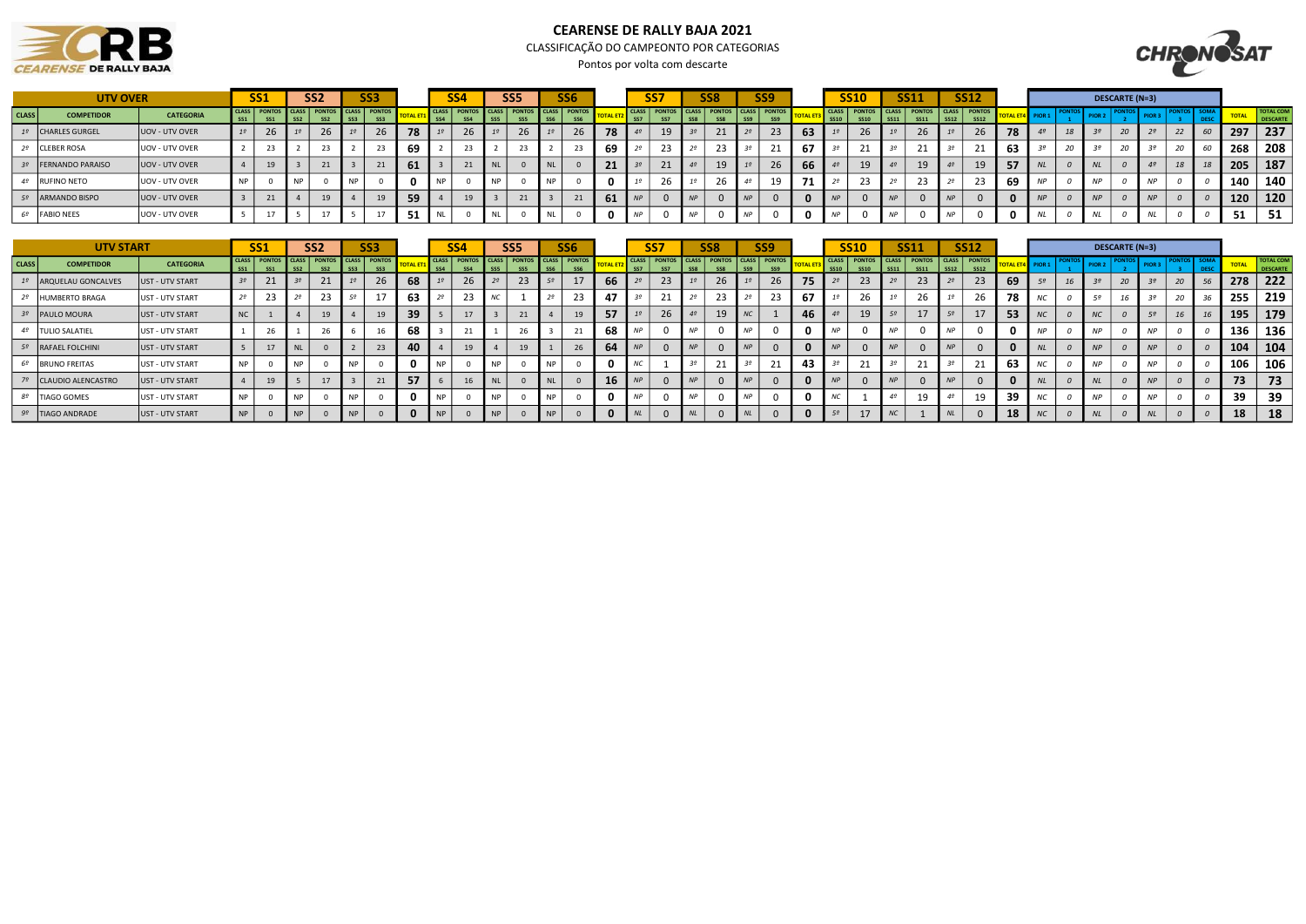# CEARENSE DE RALLY BAJA 2021

CLASSIFICAÇÃO DO CAMPEONTO POR CATEGORIAS

Pontos por volta com descarte

| UTV OVER | | | SS1 | | SS2 | | SS3 | | | SS4 | | SS5 | | SS6 | | | SS7 | | SS8 | | SS9 | | | SS10 | | SS11 | | SS12 | | | DESCARTE (N=3) | | | | | | | | |
|---|---|---|---|---|---|---|---|---|---|---|---|---|---|---|---|---|---|---|---|---|---|---|---|---|---|---|---|---|---|---|---|---|---|---|---|---|---|---|---|
| CLASS | COMPETIDOR | CATEGORIA | CLASS SS1 | PONTOS SS1 | CLASS SS2 | PONTOS SS2 | CLASS SS3 | PONTOS SS3 | TOTAL ET1 | CLASS SS4 | PONTOS SS4 | CLASS SS5 | PONTOS SS5 | CLASS SS6 | PONTOS SS6 | TOTAL ET2 | CLASS SS7 | PONTOS SS7 | CLASS SS8 | PONTOS SS8 | CLASS SS9 | PONTOS SS9 | TOTAL ET3 | CLASS SS10 | PONTOS SS10 | CLASS SS11 | PONTOS SS11 | CLASS SS12 | PONTOS SS12 | TOTAL ET4 | PIOR 1 | PONTOS 1 | PIOR 2 | PONTOS 2 | PIOR 3 | PONTOS 3 | SOMA DESC | TOTAL | TOTAL COM DESCARTE |
| 1º | CHARLES GURGEL | UOV - UTV OVER | 1º | 26 | 1º | 26 | 1º | 26 | 78 | 1º | 26 | 1º | 26 | 1º | 26 | 78 | 4º | 19 | 3º | 21 | 2º | 23 | 63 | 1º | 26 | 1º | 26 | 1º | 26 | 78 | 4º | 18 | 3º | 20 | 2º | 22 | 60 | 297 | 237 |
| 2º | CLEBER ROSA | UOV - UTV OVER | 2 | 23 | 2 | 23 | 2 | 23 | 69 | 2 | 23 | 2 | 23 | 2 | 23 | 69 | 2º | 23 | 2º | 23 | 3º | 21 | 67 | 3º | 21 | 3º | 21 | 3º | 21 | 63 | 3º | 20 | 3º | 20 | 3º | 20 | 60 | 268 | 208 |
| 3º | FERNANDO PARAISO | UOV - UTV OVER | 4 | 19 | 3 | 21 | 3 | 21 | 61 | 3 | 21 | NL | 0 | NL | 0 | 21 | 3º | 21 | 4º | 19 | 1º | 26 | 66 | 4º | 19 | 4º | 19 | 4º | 19 | 57 | NL | 0 | NL | 0 | 4º | 18 | 18 | 205 | 187 |
| 4º | RUFINO NETO | UOV - UTV OVER | NP | 0 | NP | 0 | NP | 0 | 0 | NP | 0 | NP | 0 | NP | 0 | 0 | 1º | 26 | 1º | 26 | 4º | 19 | 71 | 2º | 23 | 2º | 23 | 2º | 23 | 69 | NP | 0 | NP | 0 | NP | 0 | 0 | 140 | 140 |
| 5º | ARMANDO BISPO | UOV - UTV OVER | 3 | 21 | 4 | 19 | 4 | 19 | 59 | 4 | 19 | 3 | 21 | 3 | 21 | 61 | NP | 0 | NP | 0 | NP | 0 | 0 | NP | 0 | NP | 0 | NP | 0 | 0 | NP | 0 | NP | 0 | NP | 0 | 0 | 120 | 120 |
| 6º | FABIO NEES | UOV - UTV OVER | 5 | 17 | 5 | 17 | 5 | 17 | 51 | NL | 0 | NL | 0 | NL | 0 | 0 | NP | 0 | NP | 0 | NP | 0 | 0 | NP | 0 | NP | 0 | NP | 0 | 0 | NL | 0 | NL | 0 | NL | 0 | 0 | 51 | 51 |

| UTV START | | | SS1 | | SS2 | | SS3 | | | SS4 | | SS5 | | SS6 | | | SS7 | | SS8 | | SS9 | | | SS10 | | SS11 | | SS12 | | | DESCARTE (N=3) | | | | | | | | |
|---|---|---|---|---|---|---|---|---|---|---|---|---|---|---|---|---|---|---|---|---|---|---|---|---|---|---|---|---|---|---|---|---|---|---|---|---|---|---|---|
| CLASS | COMPETIDOR | CATEGORIA | CLASS SS1 | PONTOS SS1 | CLASS SS2 | PONTOS SS2 | CLASS SS3 | PONTOS SS3 | TOTAL ET1 | CLASS SS4 | PONTOS SS4 | CLASS SS5 | PONTOS SS5 | CLASS SS6 | PONTOS SS6 | TOTAL ET2 | CLASS SS7 | PONTOS SS7 | CLASS SS8 | PONTOS SS8 | CLASS SS9 | PONTOS SS9 | TOTAL ET3 | CLASS SS10 | PONTOS SS10 | CLASS SS11 | PONTOS SS11 | CLASS SS12 | PONTOS SS12 | TOTAL ET4 | PIOR 1 | PONTOS 1 | PIOR 2 | PONTOS 2 | PIOR 3 | PONTOS 3 | SOMA DESC | TOTAL | TOTAL COM DESCARTE |
| 1º | ARQUELAU GONCALVES | UST - UTV START | 3º | 21 | 3º | 21 | 1º | 26 | 68 | 1º | 26 | 2º | 23 | 5º | 17 | 66 | 2º | 23 | 1º | 26 | 1º | 26 | 75 | 2º | 23 | 2º | 23 | 2º | 23 | 69 | 5º | 16 | 3º | 20 | 3º | 20 | 56 | 278 | 222 |
| 2º | HUMBERTO BRAGA | UST - UTV START | 2º | 23 | 2º | 23 | 5º | 17 | 63 | 2º | 23 | NC | 1 | 2º | 23 | 47 | 3º | 21 | 2º | 23 | 2º | 23 | 67 | 1º | 26 | 1º | 26 | 1º | 26 | 78 | NC | 0 | 5º | 16 | 3º | 20 | 36 | 255 | 219 |
| 3º | PAULO MOURA | UST - UTV START | NC | 1 | 4 | 19 | 4 | 19 | 39 | 5 | 17 | 3 | 21 | 4 | 19 | 57 | 1º | 26 | 4º | 19 | NC | 1 | 46 | 4º | 19 | 5º | 17 | 5º | 17 | 53 | NC | 0 | NC | 0 | 5º | 16 | 16 | 195 | 179 |
| 4º | TULIO SALATIEL | UST - UTV START | 1 | 26 | 1 | 26 | 6 | 16 | 68 | 3 | 21 | 1 | 26 | 3 | 21 | 68 | NP | 0 | NP | 0 | NP | 0 | 0 | NP | 0 | NP | 0 | NP | 0 | 0 | NP | 0 | NP | 0 | NP | 0 | 0 | 136 | 136 |
| 5º | RAFAEL FOLCHINI | UST - UTV START | 5 | 17 | NL | 0 | 2 | 23 | 40 | 4 | 19 | 4 | 19 | 1 | 26 | 64 | NP | 0 | NP | 0 | NP | 0 | 0 | NP | 0 | NP | 0 | NP | 0 | 0 | NL | 0 | NP | 0 | NP | 0 | 0 | 104 | 104 |
| 6º | BRUNO FREITAS | UST - UTV START | NP | 0 | NP | 0 | NP | 0 | 0 | NP | 0 | NP | 0 | NP | 0 | 0 | NC | 1 | 3º | 21 | 3º | 21 | 43 | 3º | 21 | 3º | 21 | 3º | 21 | 63 | NC | 0 | NP | 0 | NP | 0 | 0 | 106 | 106 |
| 7º | CLAUDIO ALENCASTRO | UST - UTV START | 4 | 19 | 5 | 17 | 3 | 21 | 57 | 6 | 16 | NL | 0 | NL | 0 | 16 | NP | 0 | NP | 0 | NP | 0 | 0 | NP | 0 | NP | 0 | NP | 0 | 0 | NL | 0 | NL | 0 | NP | 0 | 0 | 73 | 73 |
| 8º | TIAGO GOMES | UST - UTV START | NP | 0 | NP | 0 | NP | 0 | 0 | NP | 0 | NP | 0 | NP | 0 | 0 | NP | 0 | NP | 0 | NP | 0 | 0 | NC | 1 | 4º | 19 | 4º | 19 | 39 | NC | 0 | NP | 0 | NP | 0 | 0 | 39 | 39 |
| 9º | TIAGO ANDRADE | UST - UTV START | NP | 0 | NP | 0 | NP | 0 | 0 | NP | 0 | NP | 0 | NP | 0 | 0 | NL | 0 | NL | 0 | NL | 0 | 0 | 5º | 17 | NC | 1 | NL | 0 | 18 | NC | 0 | NL | 0 | NL | 0 | 0 | 18 | 18 |